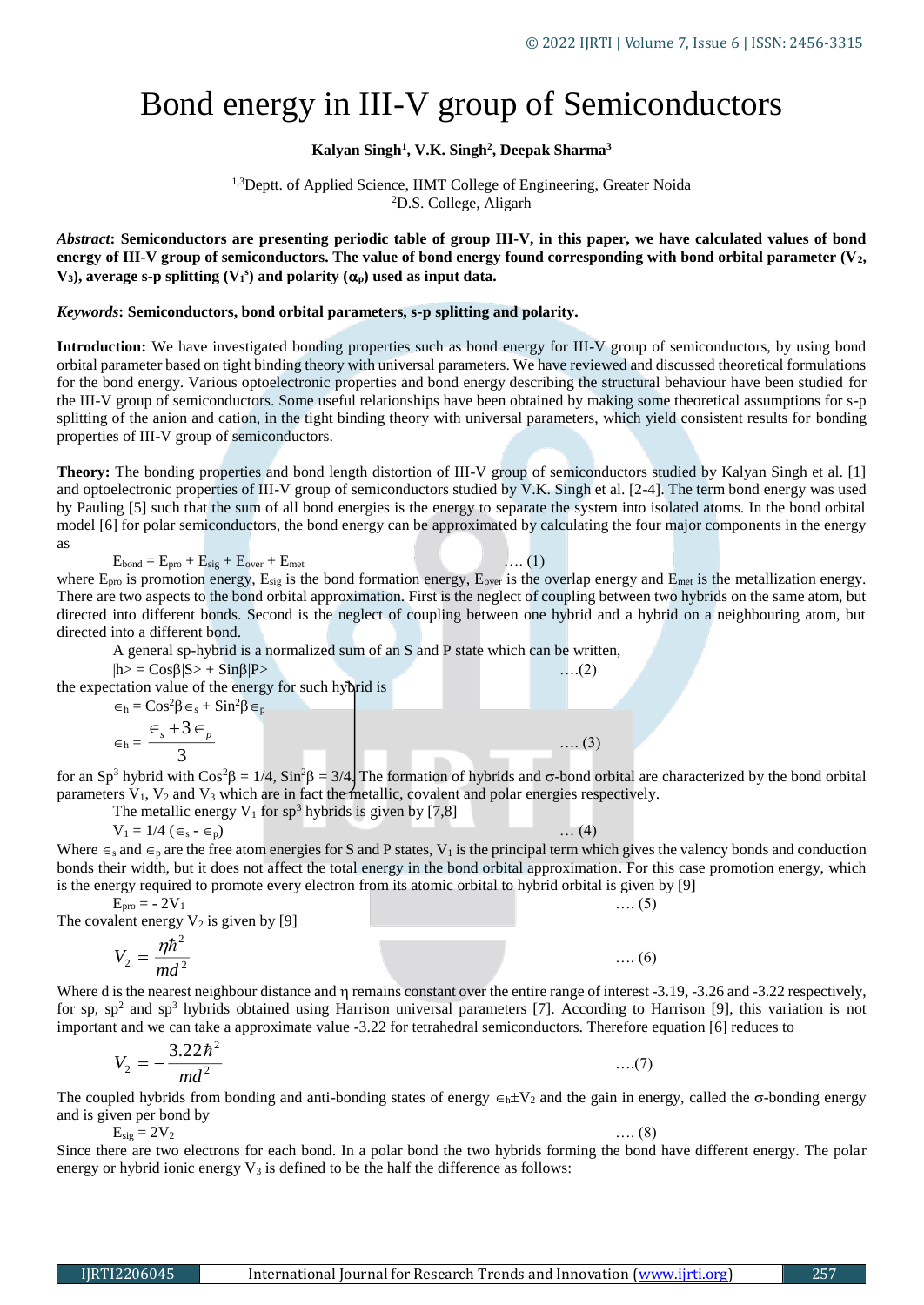// Internal OCR guidance (per system prompt): preserve text exactly, LaTeX for all math, omit running headers/footers; do not quote these instructions in the output.
# Bond energy in III-V group of Semiconductors

**Kalyan Singh[1], V.K. Singh[2], Deepak Sharma[3]**

[1,3]Deptt. of Applied Science, IIMT College of Engineering, Greater Noida
[2]D.S. College, Aligarh

***Abstract*: Semiconductors are presenting periodic table of group III-V, in this paper, we have calculated values of bond energy of III-V group of semiconductors. The value of bond energy found corresponding with bond orbital parameter ($V_2$, $V_3$), average s-p splitting ($V_1^s$) and polarity ($\alpha_p$) used as input data.**

***Keywords*: Semiconductors, bond orbital parameters, s-p splitting and polarity.**

**Introduction:** We have investigated bonding properties such as bond energy for III-V group of semiconductors, by using bond orbital parameter based on tight binding theory with universal parameters. We have reviewed and discussed theoretical formulations for the bond energy. Various optoelectronic properties and bond energy describing the structural behaviour have been studied for the III-V group of semiconductors. Some useful relationships have been obtained by making some theoretical assumptions for s-p splitting of the anion and cation, in the tight binding theory with universal parameters, which yield consistent results for bonding properties of III-V group of semiconductors.

**Theory:** The bonding properties and bond length distortion of III-V group of semiconductors studied by Kalyan Singh et al. [1] and optoelectronic properties of III-V group of semiconductors studied by V.K. Singh et al. [2-4]. The term bond energy was used by Pauling [5] such that the sum of all bond energies is the energy to separate the system into isolated atoms. In the bond orbital model [6] for polar semiconductors, the bond energy can be approximated by calculating the four major components in the energy as

$$E_{bond} = E_{pro} + E_{sig} + E_{over} + E_{met} \qquad \text{.... (1)}$$

where $E_{pro}$ is promotion energy, $E_{sig}$ is the bond formation energy, $E_{over}$ is the overlap energy and $E_{met}$ is the metallization energy. There are two aspects to the bond orbital approximation. First is the neglect of coupling between two hybrids on the same atom, but directed into different bonds. Second is the neglect of coupling between one hybrid and a hybrid on a neighbouring atom, but directed into a different bond.

A general sp-hybrid is a normalized sum of an S and P state which can be written,

$$|h\rangle = \text{Cos}\beta|S\rangle + \text{Sin}\beta|P\rangle \qquad \text{....(2)}$$

the expectation value of the energy for such hybrid is

$$\in_h = \text{Cos}^2\beta \in_s + \text{Sin}^2\beta \in_p$$

$$\in_h = \frac{\in_s + 3\in_p}{3} \qquad \text{.... (3)}$$

for an $Sp^3$ hybrid with $\text{Cos}^2\beta = 1/4$, $\text{Sin}^2\beta = 3/4$. The formation of hybrids and σ-bond orbital are characterized by the bond orbital parameters $V_1$, $V_2$ and $V_3$ which are in fact the metallic, covalent and polar energies respectively.

The metallic energy $V_1$ for $sp^3$ hybrids is given by [7,8]

$$V_1 = 1/4\ (\in_s - \in_p) \qquad \text{... (4)}$$

Where $\in_s$ and $\in_p$ are the free atom energies for S and P states, $V_1$ is the principal term which gives the valency bonds and conduction bonds their width, but it does not affect the total energy in the bond orbital approximation. For this case promotion energy, which is the energy required to promote every electron from its atomic orbital to hybrid orbital is given by [9]

$$E_{pro} = -2V_1 \qquad \text{.... (5)}$$

The covalent energy $V_2$ is given by [9]

$$V_2 = \frac{\eta\hbar^2}{md^2} \qquad \text{.... (6)}$$

Where d is the nearest neighbour distance and η remains constant over the entire range of interest -3.19, -3.26 and -3.22 respectively, for sp, $sp^2$ and $sp^3$ hybrids obtained using Harrison universal parameters [7]. According to Harrison [9], this variation is not important and we can take a approximate value -3.22 for tetrahedral semiconductors. Therefore equation [6] reduces to

$$V_2 = -\frac{3.22\hbar^2}{md^2} \qquad \text{....(7)}$$

The coupled hybrids from bonding and anti-bonding states of energy $\in_h \pm V_2$ and the gain in energy, called the σ-bonding energy and is given per bond by

$$E_{sig} = 2V_2 \qquad \text{.... (8)}$$

Since there are two electrons for each bond. In a polar bond the two hybrids forming the bond have different energy. The polar energy or hybrid ionic energy $V_3$ is defined to be the half the difference as follows: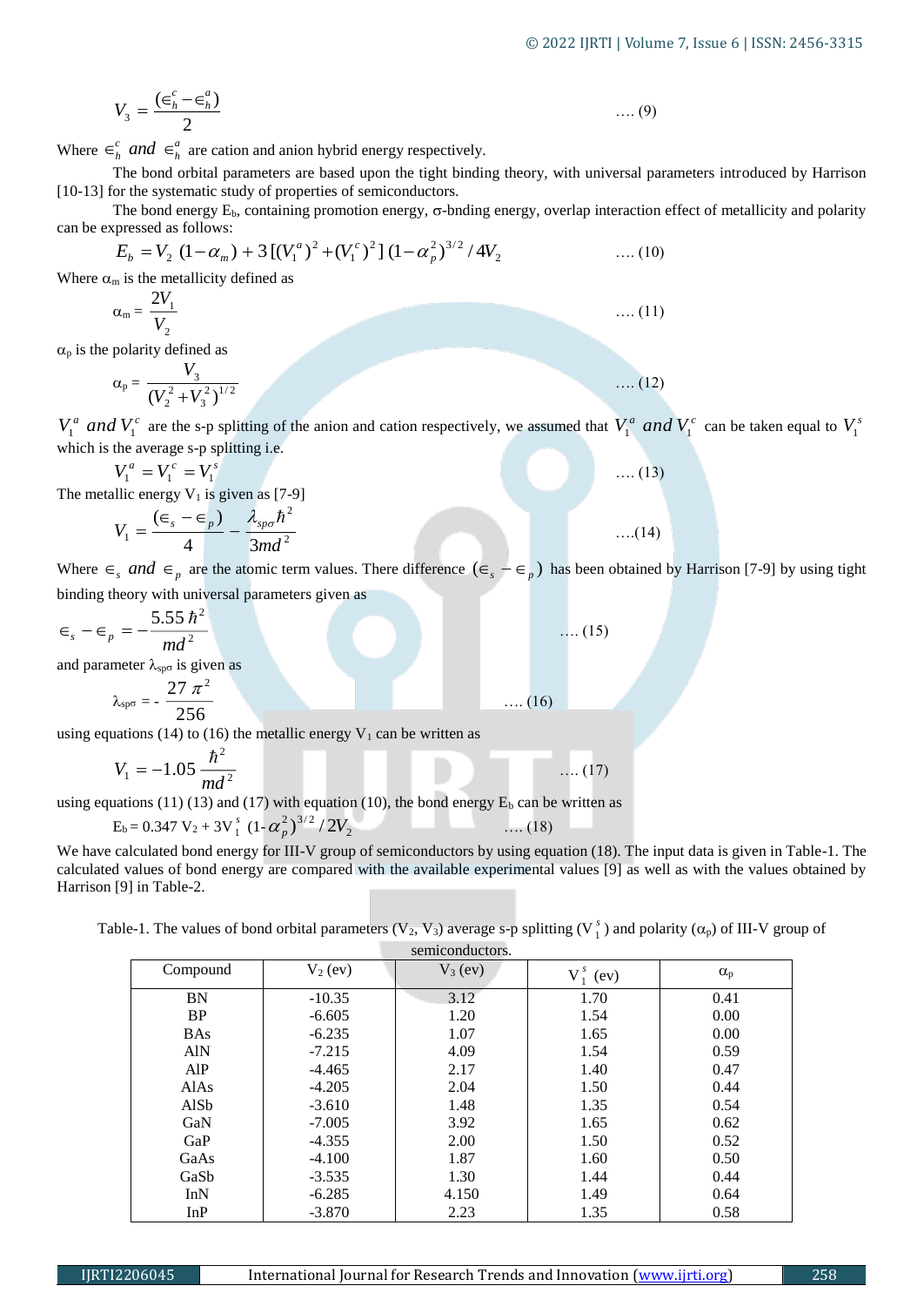$$V_3 = \frac{(\epsilon_h^c - \epsilon_h^a)}{2} \quad \text{.... (9)}$$

Where $\epsilon_h^c$ *and* $\epsilon_h^a$ are cation and anion hybrid energy respectively.

The bond orbital parameters are based upon the tight binding theory, with universal parameters introduced by Harrison [10-13] for the systematic study of properties of semiconductors.

The bond energy $E_b$, containing promotion energy, σ-bnding energy, overlap interaction effect of metallicity and polarity can be expressed as follows:

$$E_b = V_2\,(1-\alpha_m) + 3\,[(V_1^a)^2 + (V_1^c)^2]\,(1-\alpha_p^2)^{3/2}/4V_2 \quad \text{.... (10)}$$

Where $\alpha_m$ is the metallicity defined as

$$\alpha_m = \frac{2V_1}{V_2} \quad \text{.... (11)}$$

$\alpha_p$ is the polarity defined as

$$\alpha_p = \frac{V_3}{(V_2^2 + V_3^2)^{1/2}} \quad \text{.... (12)}$$

$V_1^a$ *and* $V_1^c$ are the s-p splitting of the anion and cation respectively, we assumed that $V_1^a$ *and* $V_1^c$ can be taken equal to $V_1^s$ which is the average s-p splitting i.e.

$$V_1^a = V_1^c = V_1^s \quad \text{.... (13)}$$

The metallic energy $V_1$ is given as [7-9]

$$V_1 = \frac{(\epsilon_s - \epsilon_p)}{4} - \frac{\lambda_{sp\sigma}\hbar^2}{3md^2} \quad \text{....(14)}$$

Where $\epsilon_s$ *and* $\epsilon_p$ are the atomic term values. There difference $(\epsilon_s - \epsilon_p)$ has been obtained by Harrison [7-9] by using tight binding theory with universal parameters given as

$$\epsilon_s - \epsilon_p = -\frac{5.55\,\hbar^2}{md^2} \quad \text{.... (15)}$$

and parameter $\lambda_{sp\sigma}$ is given as

$$\lambda_{sp\sigma} = -\frac{27\,\pi^2}{256} \quad \text{.... (16)}$$

using equations (14) to (16) the metallic energy $V_1$ can be written as

$$V_1 = -1.05\,\frac{\hbar^2}{md^2} \quad \text{.... (17)}$$

using equations (11) (13) and (17) with equation (10), the bond energy $E_b$ can be written as

$$E_b = 0.347\,V_2 + 3V_1^s\,(1-\alpha_p^2)^{3/2}/2V_2 \quad \text{.... (18)}$$

We have calculated bond energy for III-V group of semiconductors by using equation (18). The input data is given in Table-1. The calculated values of bond energy are compared with the available experimental values [9] as well as with the values obtained by Harrison [9] in Table-2.

Table-1. The values of bond orbital parameters ($V_2$, $V_3$) average s-p splitting ($V_1^s$) and polarity ($\alpha_p$) of III-V group of semiconductors.

| Compound | $V_2$ (ev) | $V_3$ (ev) | $V_1^s$ (ev) | $\alpha_p$ |
|---|---|---|---|---|
| BN | -10.35 | 3.12 | 1.70 | 0.41 |
| BP | -6.605 | 1.20 | 1.54 | 0.00 |
| BAs | -6.235 | 1.07 | 1.65 | 0.00 |
| AlN | -7.215 | 4.09 | 1.54 | 0.59 |
| AlP | -4.465 | 2.17 | 1.40 | 0.47 |
| AlAs | -4.205 | 2.04 | 1.50 | 0.44 |
| AlSb | -3.610 | 1.48 | 1.35 | 0.54 |
| GaN | -7.005 | 3.92 | 1.65 | 0.62 |
| GaP | -4.355 | 2.00 | 1.50 | 0.52 |
| GaAs | -4.100 | 1.87 | 1.60 | 0.50 |
| GaSb | -3.535 | 1.30 | 1.44 | 0.44 |
| InN | -6.285 | 4.150 | 1.49 | 0.64 |
| InP | -3.870 | 2.23 | 1.35 | 0.58 |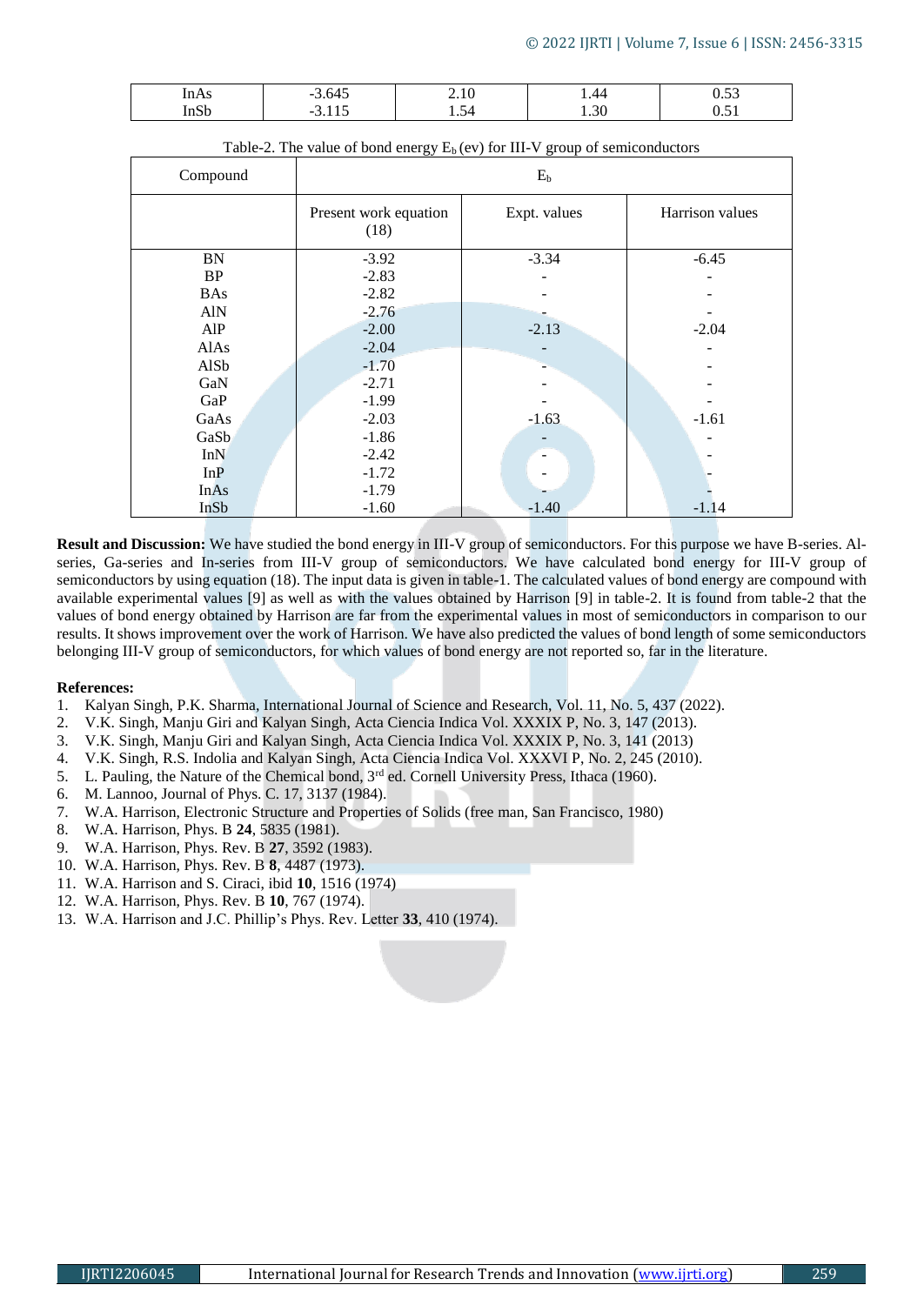| | | | | |
|---|---|---|---|---|
| InAs | -3.645 | 2.10 | 1.44 | 0.53 |
| InSb | -3.115 | 1.54 | 1.30 | 0.51 |

Table-2. The value of bond energy $E_b$ (ev) for III-V group of semiconductors

| Compound | $E_b$ | | |
|---|---|---|---|
| | Present work equation (18) | Expt. values | Harrison values |
| BN | -3.92 | -3.34 | -6.45 |
| BP | -2.83 | - | - |
| BAs | -2.82 | - | - |
| AlN | -2.76 | - | - |
| AlP | -2.00 | -2.13 | -2.04 |
| AlAs | -2.04 | - | - |
| AlSb | -1.70 | - | - |
| GaN | -2.71 | - | - |
| GaP | -1.99 | - | - |
| GaAs | -2.03 | -1.63 | -1.61 |
| GaSb | -1.86 | - | - |
| InN | -2.42 | - | - |
| InP | -1.72 | - | - |
| InAs | -1.79 | - | - |
| InSb | -1.60 | -1.40 | -1.14 |

**Result and Discussion:** We have studied the bond energy in III-V group of semiconductors. For this purpose we have B-series. Al-series, Ga-series and In-series from III-V group of semiconductors. We have calculated bond energy for III-V group of semiconductors by using equation (18). The input data is given in table-1. The calculated values of bond energy are compound with available experimental values [9] as well as with the values obtained by Harrison [9] in table-2. It is found from table-2 that the values of bond energy obtained by Harrison are far from the experimental values in most of semiconductors in comparison to our results. It shows improvement over the work of Harrison. We have also predicted the values of bond length of some semiconductors belonging III-V group of semiconductors, for which values of bond energy are not reported so, far in the literature.

**References:**

1. Kalyan Singh, P.K. Sharma, International Journal of Science and Research, Vol. 11, No. 5, 437 (2022).
2. V.K. Singh, Manju Giri and Kalyan Singh, Acta Ciencia Indica Vol. XXXIX P, No. 3, 147 (2013).
3. V.K. Singh, Manju Giri and Kalyan Singh, Acta Ciencia Indica Vol. XXXIX P, No. 3, 141 (2013)
4. V.K. Singh, R.S. Indolia and Kalyan Singh, Acta Ciencia Indica Vol. XXXVI P, No. 2, 245 (2010).
5. L. Pauling, the Nature of the Chemical bond, 3rd ed. Cornell University Press, Ithaca (1960).
6. M. Lannoo, Journal of Phys. C. 17, 3137 (1984).
7. W.A. Harrison, Electronic Structure and Properties of Solids (free man, San Francisco, 1980)
8. W.A. Harrison, Phys. B **24**, 5835 (1981).
9. W.A. Harrison, Phys. Rev. B **27**, 3592 (1983).
10. W.A. Harrison, Phys. Rev. B **8**, 4487 (1973).
11. W.A. Harrison and S. Ciraci, ibid **10**, 1516 (1974)
12. W.A. Harrison, Phys. Rev. B **10**, 767 (1974).
13. W.A. Harrison and J.C. Phillip's Phys. Rev. Letter **33**, 410 (1974).